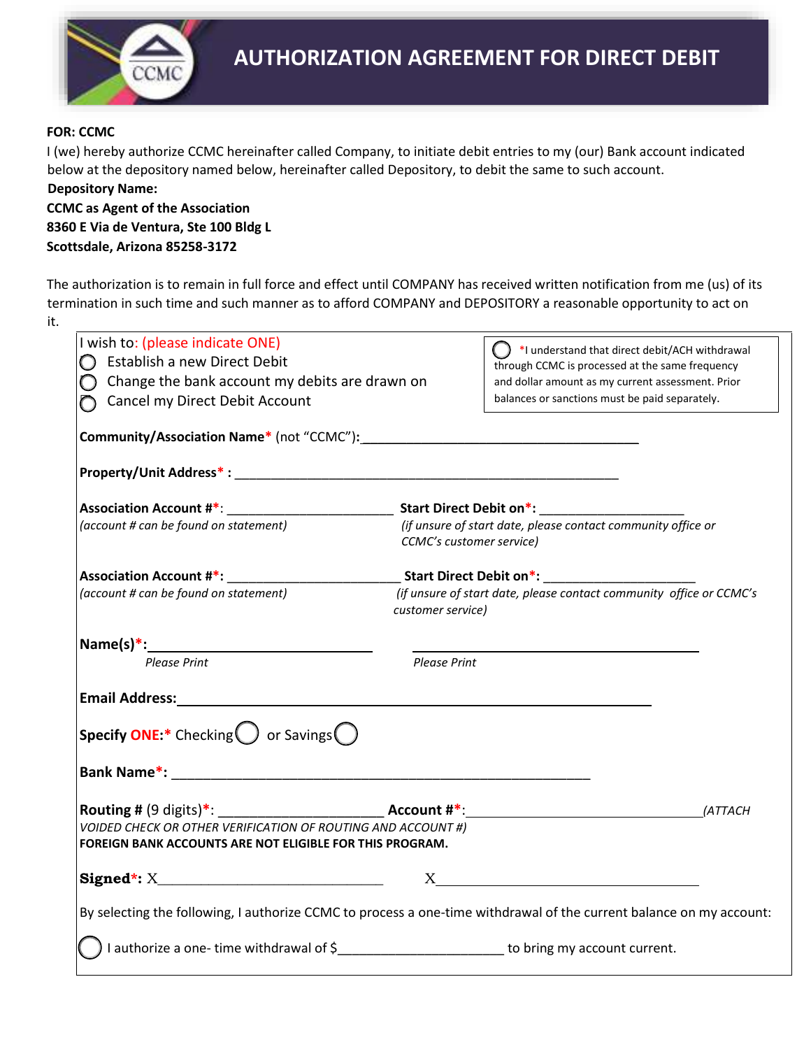# AUTHORIZATION AGREEMENT FOR DIRECT DEBIT

**FOR: CCMC**

I (we) hereby authorize CCMC hereinafter called Company, to initiate debit entries to my (our) Bank account indicated below at the depository named below, hereinafter called Depository, to debit the same to such account.

**Depository Name:**
**CCMC as Agent of the Association**
**8360 E Via de Ventura, Ste 100 Bldg L**
**Scottsdale, Arizona 85258-3172**

The authorization is to remain in full force and effect until COMPANY has received written notification from me (us) of its termination in such time and such manner as to afford COMPANY and DEPOSITORY a reasonable opportunity to act on it.

I wish to: (please indicate ONE)

- ○ Establish a new Direct Debit
- ○ Change the bank account my debits are drawn on
- ○ Cancel my Direct Debit Account

○ *I understand that direct debit/ACH withdrawal through CCMC is processed at the same frequency and dollar amount as my current assessment. Prior balances or sanctions must be paid separately.

**Community/Association Name*** (not "CCMC"): ________________________________________

**Property/Unit Address*** : ________________________________________________________

**Association Account #***: _______________________ **Start Direct Debit on***: ____________________
*(account # can be found on statement)* *(if unsure of start date, please contact community office or CCMC's customer service)*

**Association Account #***: ________________________ **Start Direct Debit on***: _____________________
*(account # can be found on statement)* *(if unsure of start date, please contact community office or CCMC's customer service)*

**Name(s)***: ______________________________ ______________________________
*Please Print* *Please Print*

**Email Address:** ________________________________________________________________

**Specify ONE:*** Checking ○ or Savings ○

**Bank Name***: __________________________________________________________

**Routing #** (9 digits)*: _____________________ **Account #***: _______________________________ *(ATTACH VOIDED CHECK OR OTHER VERIFICATION OF ROUTING AND ACCOUNT #)*
**FOREIGN BANK ACCOUNTS ARE NOT ELIGIBLE FOR THIS PROGRAM.**

**Signed***: X______________________________ X______________________________

By selecting the following, I authorize CCMC to process a one-time withdrawal of the current balance on my account:

○ I authorize a one- time withdrawal of $______________________ to bring my account current.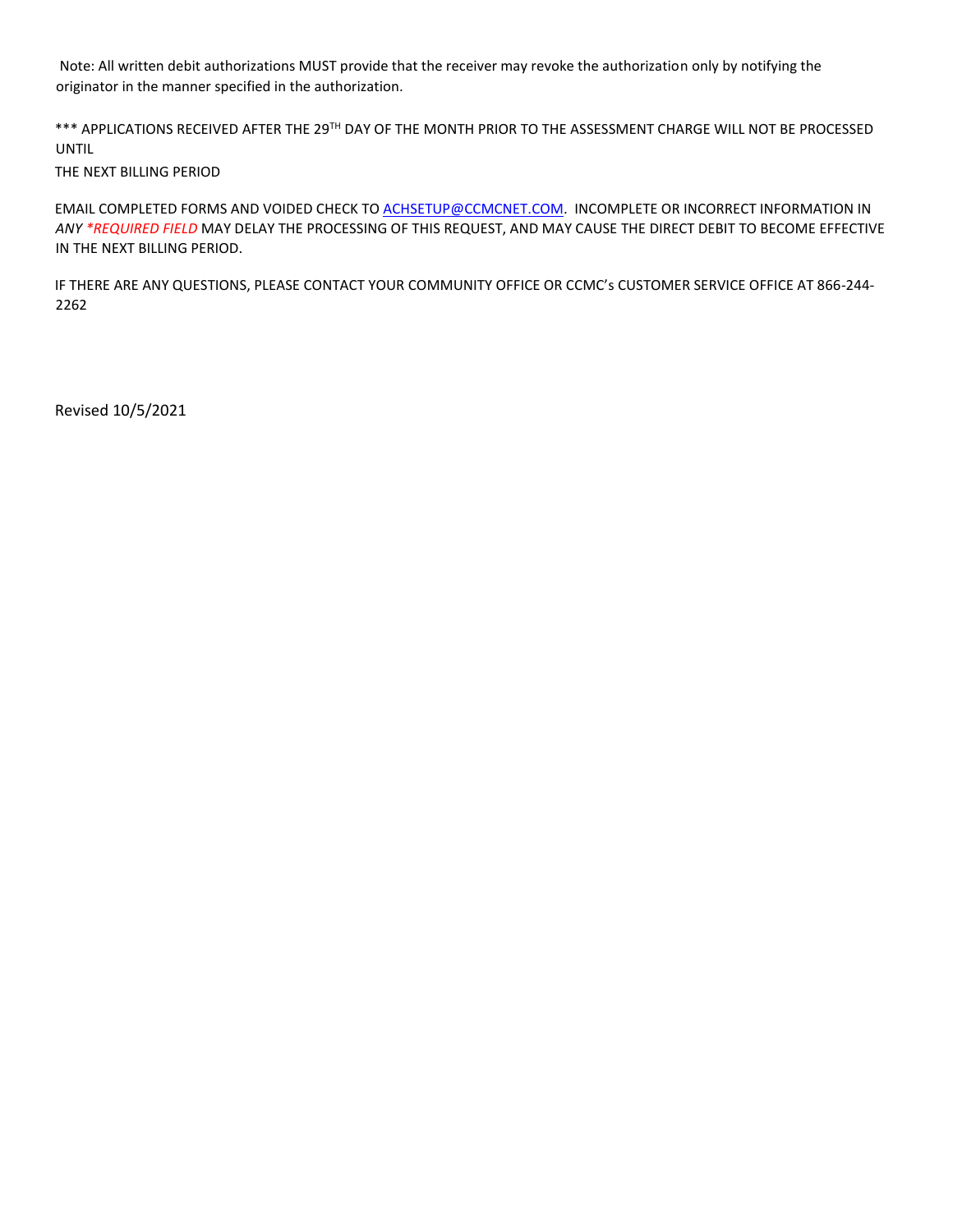Note: All written debit authorizations MUST provide that the receiver may revoke the authorization only by notifying the originator in the manner specified in the authorization.

*** APPLICATIONS RECEIVED AFTER THE 29TH DAY OF THE MONTH PRIOR TO THE ASSESSMENT CHARGE WILL NOT BE PROCESSED UNTIL

THE NEXT BILLING PERIOD

EMAIL COMPLETED FORMS AND VOIDED CHECK TO ACHSETUP@CCMCNET.COM. INCOMPLETE OR INCORRECT INFORMATION IN *ANY *REQUIRED FIELD* MAY DELAY THE PROCESSING OF THIS REQUEST, AND MAY CAUSE THE DIRECT DEBIT TO BECOME EFFECTIVE IN THE NEXT BILLING PERIOD.

IF THERE ARE ANY QUESTIONS, PLEASE CONTACT YOUR COMMUNITY OFFICE OR CCMC's CUSTOMER SERVICE OFFICE AT 866-244-2262

Revised 10/5/2021